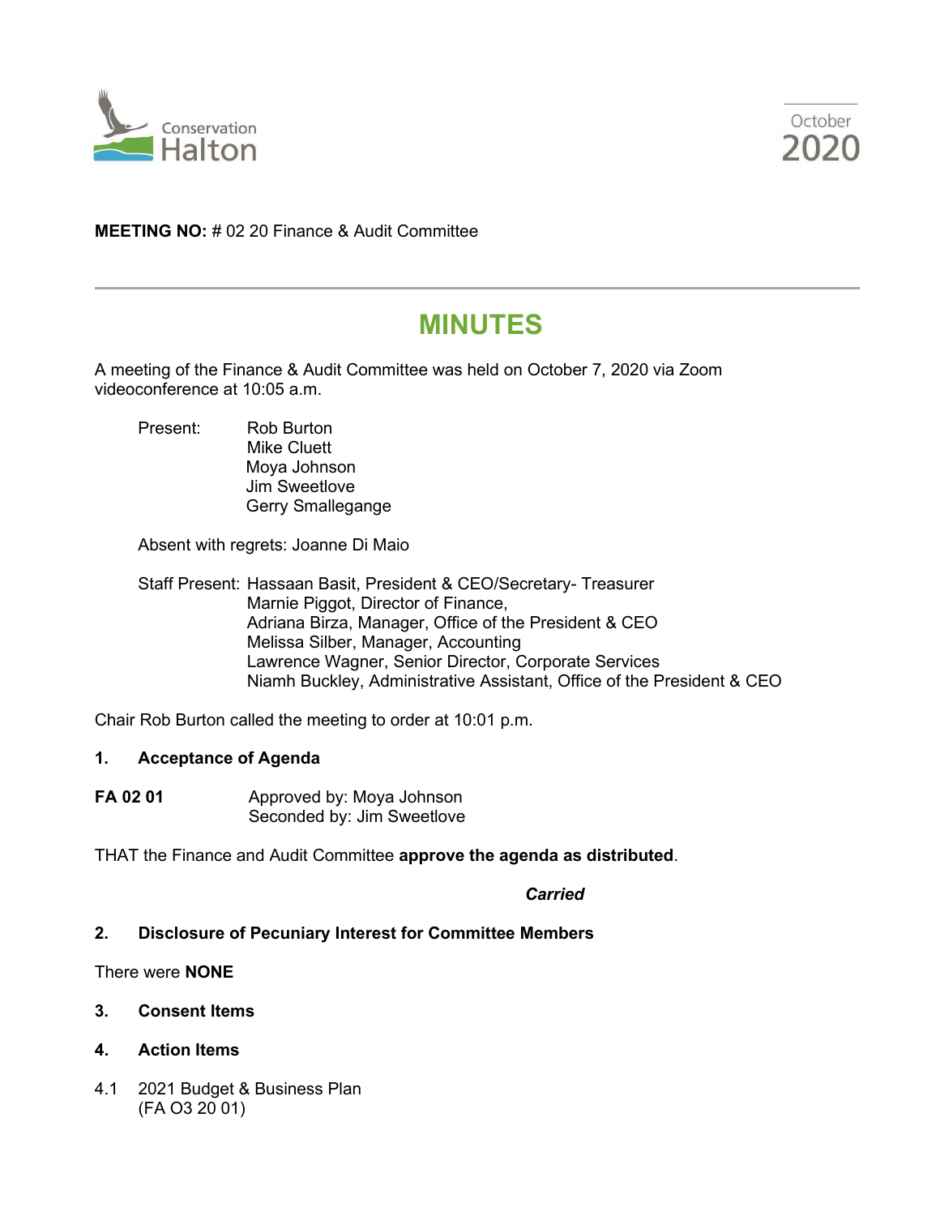Conservation Halton

October 2020

**MEETING NO:** # 02 20 Finance & Audit Committee

# MINUTES

A meeting of the Finance & Audit Committee was held on October 7, 2020 via Zoom videoconference at 10:05 a.m.

Present:
Rob Burton
Mike Cluett
Moya Johnson
Jim Sweetlove
Gerry Smallegange

Absent with regrets: Joanne Di Maio

Staff Present:
Hassaan Basit, President & CEO/Secretary- Treasurer
Marnie Piggot, Director of Finance,
Adriana Birza, Manager, Office of the President & CEO
Melissa Silber, Manager, Accounting
Lawrence Wagner, Senior Director, Corporate Services
Niamh Buckley, Administrative Assistant, Office of the President & CEO

Chair Rob Burton called the meeting to order at 10:01 p.m.

## 1. Acceptance of Agenda

**FA 02 01**
Approved by: Moya Johnson
Seconded by: Jim Sweetlove

THAT the Finance and Audit Committee **approve the agenda as distributed**.

***Carried***

## 2. Disclosure of Pecuniary Interest for Committee Members

There were **NONE**

## 3. Consent Items

## 4. Action Items

4.1 2021 Budget & Business Plan
(FA O3 20 01)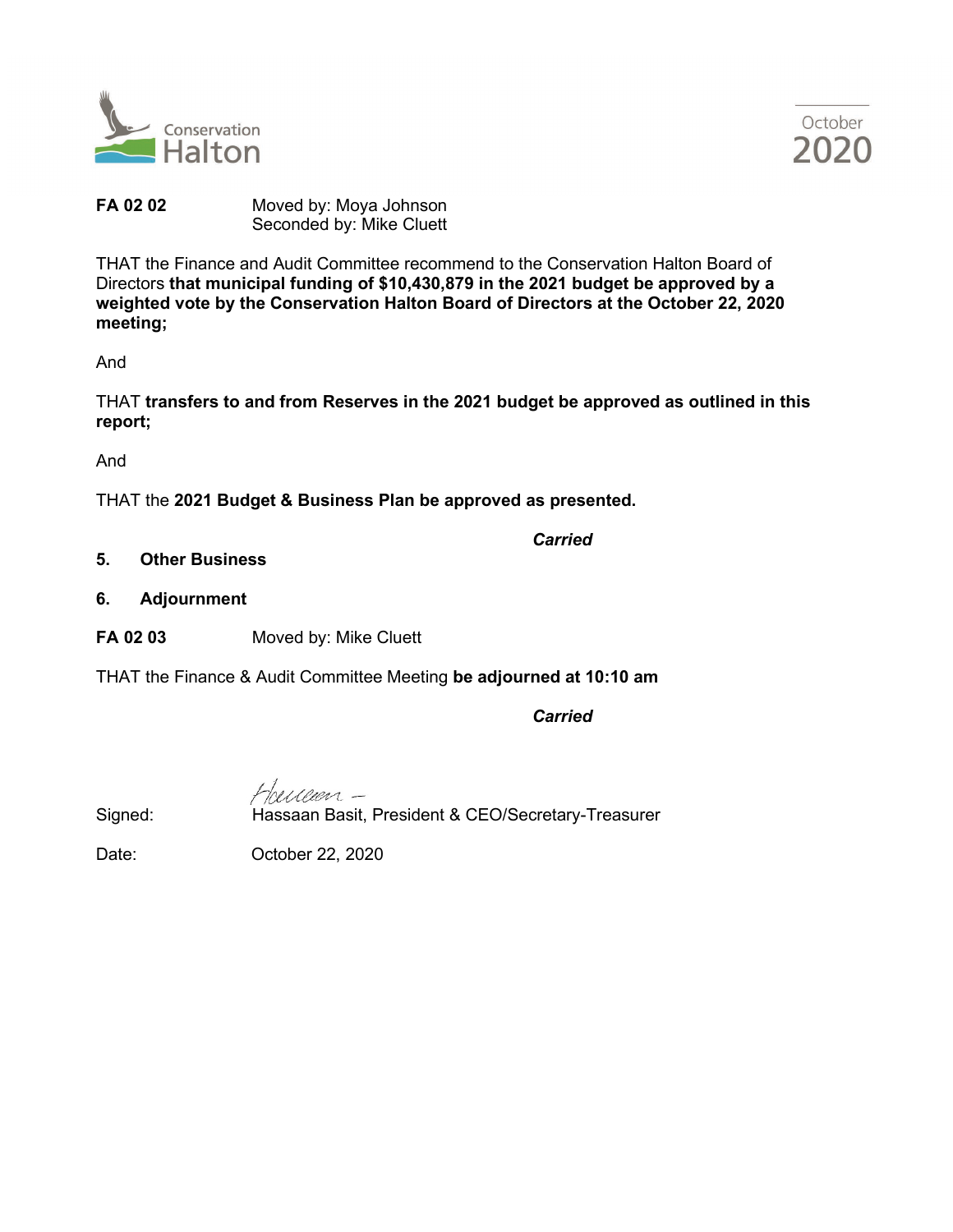**FA 02 02** Moved by: Moya Johnson
Seconded by: Mike Cluett

THAT the Finance and Audit Committee recommend to the Conservation Halton Board of Directors **that municipal funding of $10,430,879 in the 2021 budget be approved by a weighted vote by the Conservation Halton Board of Directors at the October 22, 2020 meeting;**

And

THAT **transfers to and from Reserves in the 2021 budget be approved as outlined in this report;**

And

THAT the **2021 Budget & Business Plan be approved as presented.**

***Carried***

**5. Other Business**

**6. Adjournment**

**FA 02 03** Moved by: Mike Cluett

THAT the Finance & Audit Committee Meeting **be adjourned at 10:10 am**

***Carried***

Signed: Hassaan Basit, President & CEO/Secretary-Treasurer

Date: October 22, 2020